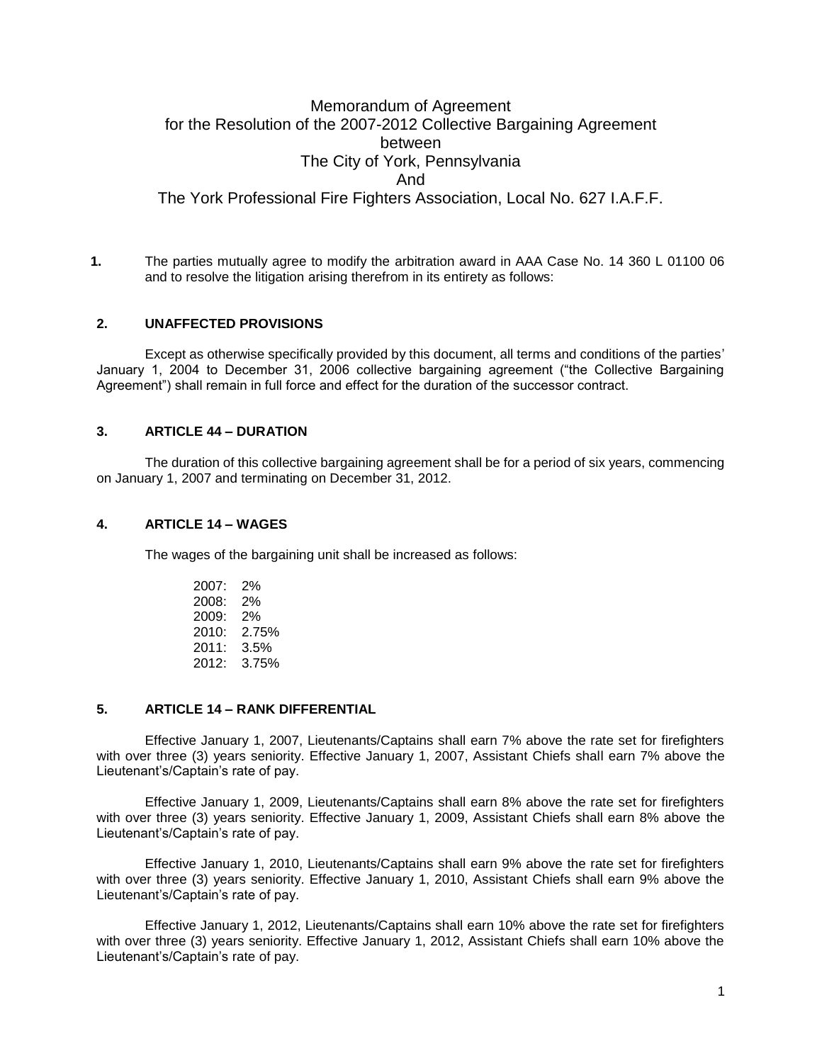# Memorandum of Agreement
## for the Resolution of the 2007-2012 Collective Bargaining Agreement
## between
## The City of York, Pennsylvania
## And
## The York Professional Fire Fighters Association, Local No. 627 I.A.F.F.

**1.** The parties mutually agree to modify the arbitration award in AAA Case No. 14 360 L 01100 06 and to resolve the litigation arising therefrom in its entirety as follows:

**2. UNAFFECTED PROVISIONS**

Except as otherwise specifically provided by this document, all terms and conditions of the parties' January 1, 2004 to December 31, 2006 collective bargaining agreement ("the Collective Bargaining Agreement") shall remain in full force and effect for the duration of the successor contract.

**3. ARTICLE 44 – DURATION**

The duration of this collective bargaining agreement shall be for a period of six years, commencing on January 1, 2007 and terminating on December 31, 2012.

**4. ARTICLE 14 – WAGES**

The wages of the bargaining unit shall be increased as follows:

2007: 2%
2008: 2%
2009: 2%
2010: 2.75%
2011: 3.5%
2012: 3.75%

**5. ARTICLE 14 – RANK DIFFERENTIAL**

Effective January 1, 2007, Lieutenants/Captains shall earn 7% above the rate set for firefighters with over three (3) years seniority. Effective January 1, 2007, Assistant Chiefs shall earn 7% above the Lieutenant's/Captain's rate of pay.

Effective January 1, 2009, Lieutenants/Captains shall earn 8% above the rate set for firefighters with over three (3) years seniority. Effective January 1, 2009, Assistant Chiefs shall earn 8% above the Lieutenant's/Captain's rate of pay.

Effective January 1, 2010, Lieutenants/Captains shall earn 9% above the rate set for firefighters with over three (3) years seniority. Effective January 1, 2010, Assistant Chiefs shall earn 9% above the Lieutenant's/Captain's rate of pay.

Effective January 1, 2012, Lieutenants/Captains shall earn 10% above the rate set for firefighters with over three (3) years seniority. Effective January 1, 2012, Assistant Chiefs shall earn 10% above the Lieutenant's/Captain's rate of pay.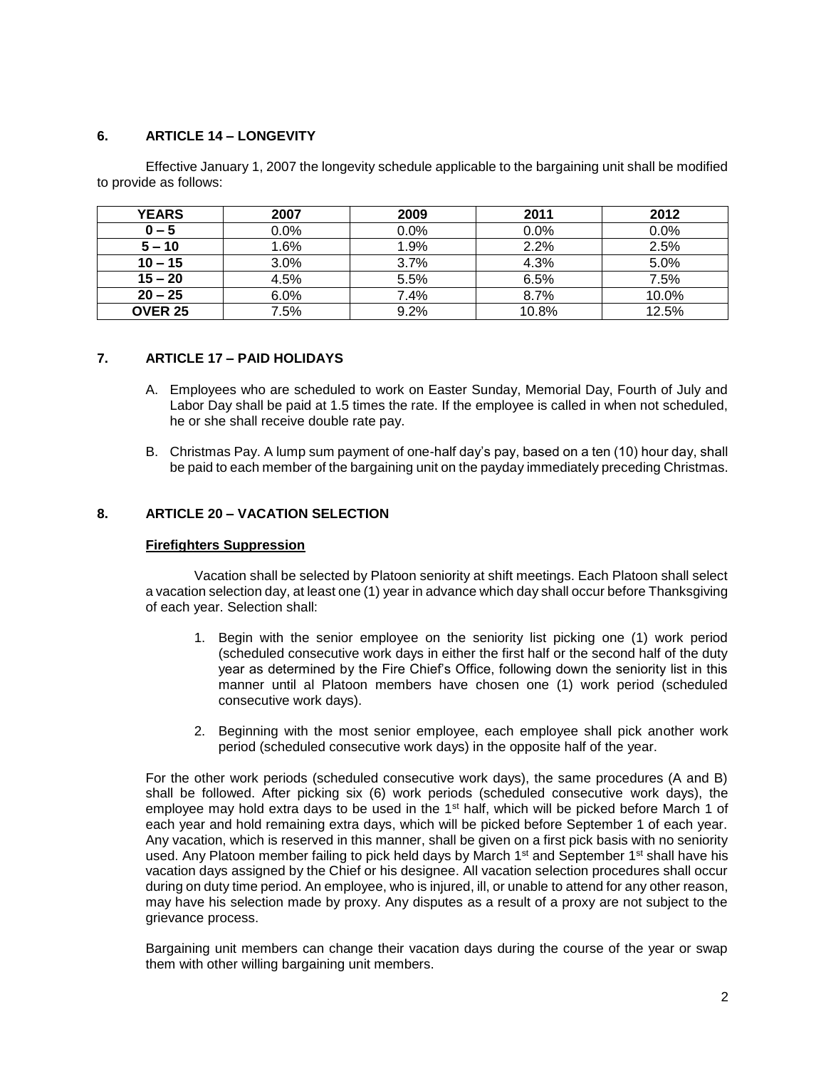## 6. ARTICLE 14 – LONGEVITY

Effective January 1, 2007 the longevity schedule applicable to the bargaining unit shall be modified to provide as follows:

| YEARS | 2007 | 2009 | 2011 | 2012 |
|---|---|---|---|---|
| 0 – 5 | 0.0% | 0.0% | 0.0% | 0.0% |
| 5 – 10 | 1.6% | 1.9% | 2.2% | 2.5% |
| 10 – 15 | 3.0% | 3.7% | 4.3% | 5.0% |
| 15 – 20 | 4.5% | 5.5% | 6.5% | 7.5% |
| 20 – 25 | 6.0% | 7.4% | 8.7% | 10.0% |
| OVER 25 | 7.5% | 9.2% | 10.8% | 12.5% |

## 7. ARTICLE 17 – PAID HOLIDAYS

A. Employees who are scheduled to work on Easter Sunday, Memorial Day, Fourth of July and Labor Day shall be paid at 1.5 times the rate. If the employee is called in when not scheduled, he or she shall receive double rate pay.

B. Christmas Pay. A lump sum payment of one-half day's pay, based on a ten (10) hour day, shall be paid to each member of the bargaining unit on the payday immediately preceding Christmas.

## 8. ARTICLE 20 – VACATION SELECTION

**Firefighters Suppression**

Vacation shall be selected by Platoon seniority at shift meetings. Each Platoon shall select a vacation selection day, at least one (1) year in advance which day shall occur before Thanksgiving of each year. Selection shall:

1. Begin with the senior employee on the seniority list picking one (1) work period (scheduled consecutive work days in either the first half or the second half of the duty year as determined by the Fire Chief's Office, following down the seniority list in this manner until al Platoon members have chosen one (1) work period (scheduled consecutive work days).

2. Beginning with the most senior employee, each employee shall pick another work period (scheduled consecutive work days) in the opposite half of the year.

For the other work periods (scheduled consecutive work days), the same procedures (A and B) shall be followed. After picking six (6) work periods (scheduled consecutive work days), the employee may hold extra days to be used in the 1st half, which will be picked before March 1 of each year and hold remaining extra days, which will be picked before September 1 of each year. Any vacation, which is reserved in this manner, shall be given on a first pick basis with no seniority used. Any Platoon member failing to pick held days by March 1st and September 1st shall have his vacation days assigned by the Chief or his designee. All vacation selection procedures shall occur during on duty time period. An employee, who is injured, ill, or unable to attend for any other reason, may have his selection made by proxy. Any disputes as a result of a proxy are not subject to the grievance process.

Bargaining unit members can change their vacation days during the course of the year or swap them with other willing bargaining unit members.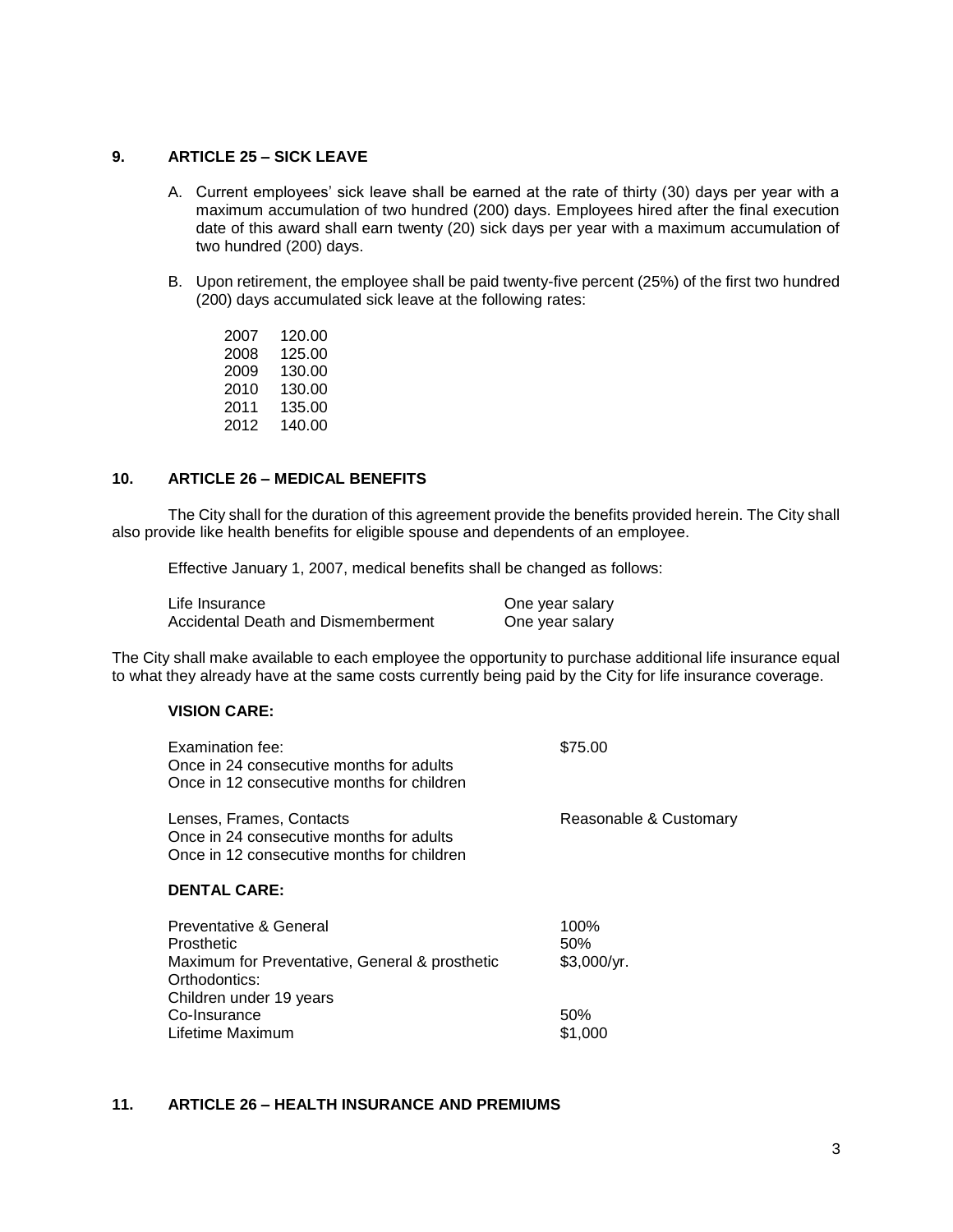## 9. ARTICLE 25 – SICK LEAVE

A. Current employees' sick leave shall be earned at the rate of thirty (30) days per year with a maximum accumulation of two hundred (200) days. Employees hired after the final execution date of this award shall earn twenty (20) sick days per year with a maximum accumulation of two hundred (200) days.

B. Upon retirement, the employee shall be paid twenty-five percent (25%) of the first two hundred (200) days accumulated sick leave at the following rates:

| | |
|---|---|
| 2007 | 120.00 |
| 2008 | 125.00 |
| 2009 | 130.00 |
| 2010 | 130.00 |
| 2011 | 135.00 |
| 2012 | 140.00 |

## 10. ARTICLE 26 – MEDICAL BENEFITS

The City shall for the duration of this agreement provide the benefits provided herein. The City shall also provide like health benefits for eligible spouse and dependents of an employee.

Effective January 1, 2007, medical benefits shall be changed as follows:

| | |
|---|---|
| Life Insurance | One year salary |
| Accidental Death and Dismemberment | One year salary |

The City shall make available to each employee the opportunity to purchase additional life insurance equal to what they already have at the same costs currently being paid by the City for life insurance coverage.

**VISION CARE:**

| | |
|---|---|
| Examination fee:<br>Once in 24 consecutive months for adults<br>Once in 12 consecutive months for children | $75.00 |
| Lenses, Frames, Contacts<br>Once in 24 consecutive months for adults<br>Once in 12 consecutive months for children | Reasonable & Customary |

**DENTAL CARE:**

| | |
|---|---|
| Preventative & General | 100% |
| Prosthetic | 50% |
| Maximum for Preventative, General & prosthetic | $3,000/yr. |
| Orthodontics: | |
| Children under 19 years | |
| Co-Insurance | 50% |
| Lifetime Maximum | $1,000 |

## 11. ARTICLE 26 – HEALTH INSURANCE AND PREMIUMS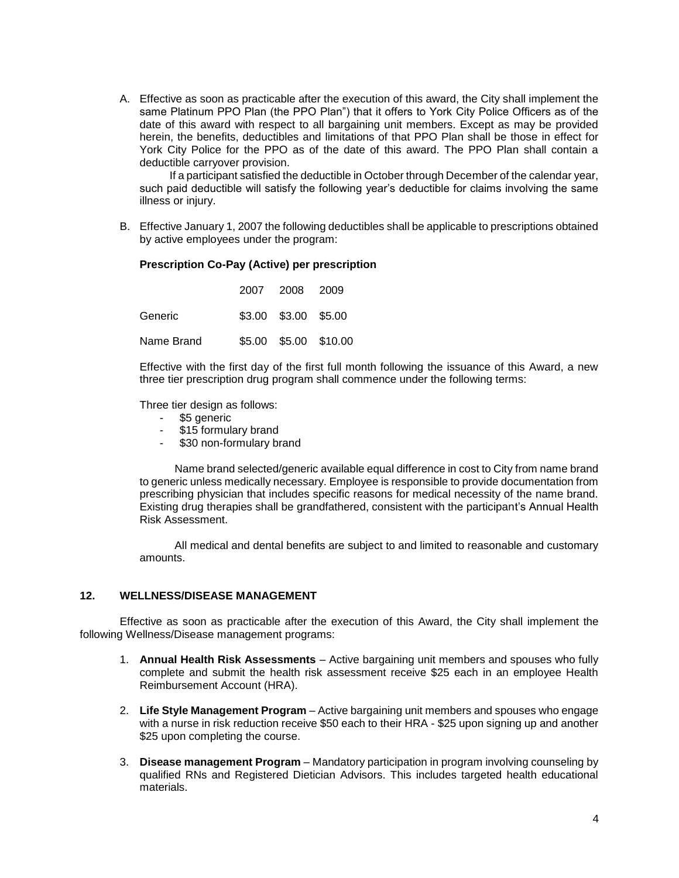A. Effective as soon as practicable after the execution of this award, the City shall implement the same Platinum PPO Plan (the PPO Plan") that it offers to York City Police Officers as of the date of this award with respect to all bargaining unit members. Except as may be provided herein, the benefits, deductibles and limitations of that PPO Plan shall be those in effect for York City Police for the PPO as of the date of this award. The PPO Plan shall contain a deductible carryover provision.

   If a participant satisfied the deductible in October through December of the calendar year, such paid deductible will satisfy the following year's deductible for claims involving the same illness or injury.

B. Effective January 1, 2007 the following deductibles shall be applicable to prescriptions obtained by active employees under the program:

   **Prescription Co-Pay (Active) per prescription**

   | | 2007 | 2008 | 2009 |
   |---|---|---|---|
   | Generic | \$3.00 | \$3.00 | \$5.00 |
   | Name Brand | \$5.00 | \$5.00 | \$10.00 |

   Effective with the first day of the first full month following the issuance of this Award, a new three tier prescription drug program shall commence under the following terms:

   Three tier design as follows:
   - \$5 generic
   - \$15 formulary brand
   - \$30 non-formulary brand

   Name brand selected/generic available equal difference in cost to City from name brand to generic unless medically necessary. Employee is responsible to provide documentation from prescribing physician that includes specific reasons for medical necessity of the name brand. Existing drug therapies shall be grandfathered, consistent with the participant's Annual Health Risk Assessment.

   All medical and dental benefits are subject to and limited to reasonable and customary amounts.

## 12. WELLNESS/DISEASE MANAGEMENT

Effective as soon as practicable after the execution of this Award, the City shall implement the following Wellness/Disease management programs:

1. **Annual Health Risk Assessments** – Active bargaining unit members and spouses who fully complete and submit the health risk assessment receive \$25 each in an employee Health Reimbursement Account (HRA).

2. **Life Style Management Program** – Active bargaining unit members and spouses who engage with a nurse in risk reduction receive \$50 each to their HRA - \$25 upon signing up and another \$25 upon completing the course.

3. **Disease management Program** – Mandatory participation in program involving counseling by qualified RNs and Registered Dietician Advisors. This includes targeted health educational materials.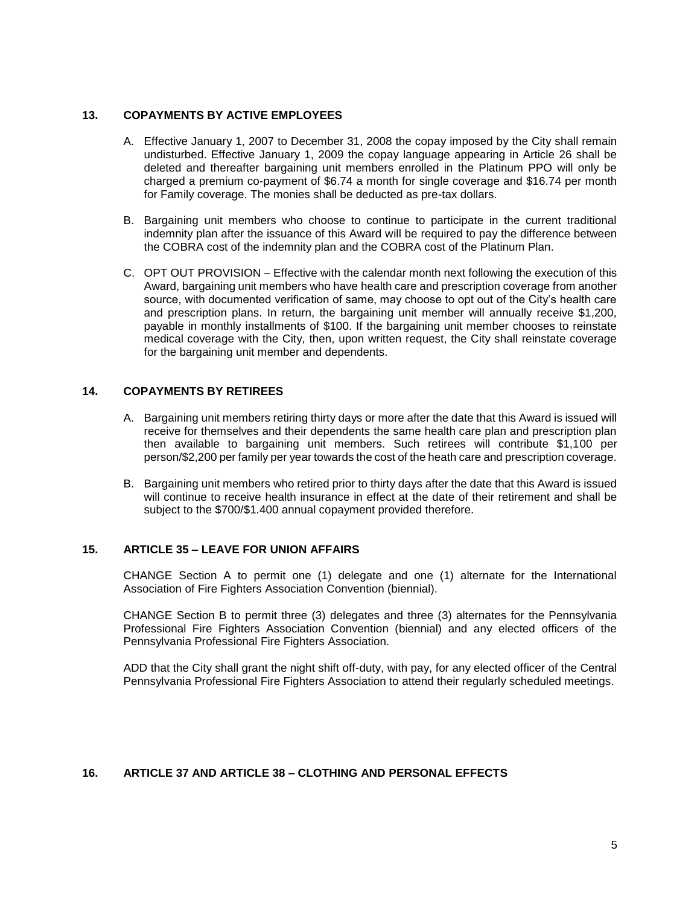### 13. COPAYMENTS BY ACTIVE EMPLOYEES

A. Effective January 1, 2007 to December 31, 2008 the copay imposed by the City shall remain undisturbed. Effective January 1, 2009 the copay language appearing in Article 26 shall be deleted and thereafter bargaining unit members enrolled in the Platinum PPO will only be charged a premium co-payment of $6.74 a month for single coverage and $16.74 per month for Family coverage. The monies shall be deducted as pre-tax dollars.

B. Bargaining unit members who choose to continue to participate in the current traditional indemnity plan after the issuance of this Award will be required to pay the difference between the COBRA cost of the indemnity plan and the COBRA cost of the Platinum Plan.

C. OPT OUT PROVISION – Effective with the calendar month next following the execution of this Award, bargaining unit members who have health care and prescription coverage from another source, with documented verification of same, may choose to opt out of the City's health care and prescription plans. In return, the bargaining unit member will annually receive $1,200, payable in monthly installments of $100. If the bargaining unit member chooses to reinstate medical coverage with the City, then, upon written request, the City shall reinstate coverage for the bargaining unit member and dependents.

### 14. COPAYMENTS BY RETIREES

A. Bargaining unit members retiring thirty days or more after the date that this Award is issued will receive for themselves and their dependents the same health care plan and prescription plan then available to bargaining unit members. Such retirees will contribute $1,100 per person/$2,200 per family per year towards the cost of the heath care and prescription coverage.

B. Bargaining unit members who retired prior to thirty days after the date that this Award is issued will continue to receive health insurance in effect at the date of their retirement and shall be subject to the $700/$1.400 annual copayment provided therefore.

### 15. ARTICLE 35 – LEAVE FOR UNION AFFAIRS

CHANGE Section A to permit one (1) delegate and one (1) alternate for the International Association of Fire Fighters Association Convention (biennial).

CHANGE Section B to permit three (3) delegates and three (3) alternates for the Pennsylvania Professional Fire Fighters Association Convention (biennial) and any elected officers of the Pennsylvania Professional Fire Fighters Association.

ADD that the City shall grant the night shift off-duty, with pay, for any elected officer of the Central Pennsylvania Professional Fire Fighters Association to attend their regularly scheduled meetings.

### 16. ARTICLE 37 AND ARTICLE 38 – CLOTHING AND PERSONAL EFFECTS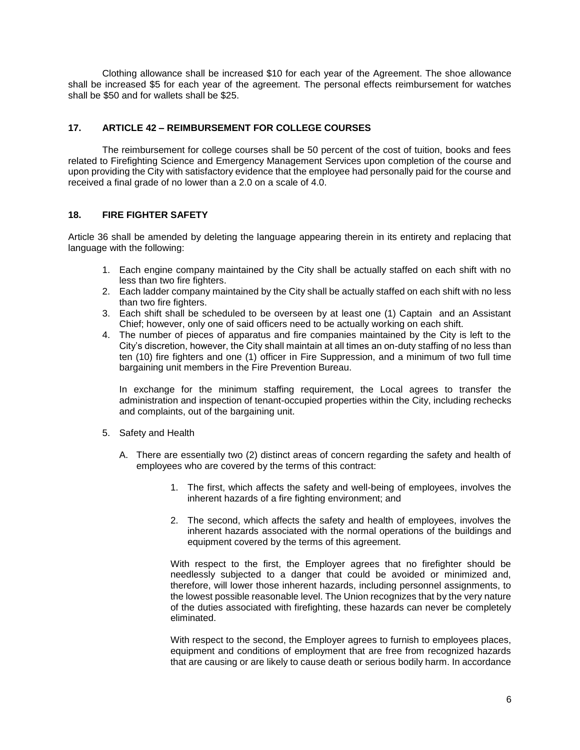Clothing allowance shall be increased $10 for each year of the Agreement. The shoe allowance shall be increased $5 for each year of the agreement. The personal effects reimbursement for watches shall be $50 and for wallets shall be $25.

### 17. ARTICLE 42 – REIMBURSEMENT FOR COLLEGE COURSES

The reimbursement for college courses shall be 50 percent of the cost of tuition, books and fees related to Firefighting Science and Emergency Management Services upon completion of the course and upon providing the City with satisfactory evidence that the employee had personally paid for the course and received a final grade of no lower than a 2.0 on a scale of 4.0.

### 18. FIRE FIGHTER SAFETY

Article 36 shall be amended by deleting the language appearing therein in its entirety and replacing that language with the following:

1. Each engine company maintained by the City shall be actually staffed on each shift with no less than two fire fighters.
2. Each ladder company maintained by the City shall be actually staffed on each shift with no less than two fire fighters.
3. Each shift shall be scheduled to be overseen by at least one (1) Captain and an Assistant Chief; however, only one of said officers need to be actually working on each shift.
4. The number of pieces of apparatus and fire companies maintained by the City is left to the City's discretion, however, the City shall maintain at all times an on-duty staffing of no less than ten (10) fire fighters and one (1) officer in Fire Suppression, and a minimum of two full time bargaining unit members in the Fire Prevention Bureau.

   In exchange for the minimum staffing requirement, the Local agrees to transfer the administration and inspection of tenant-occupied properties within the City, including rechecks and complaints, out of the bargaining unit.

5. Safety and Health

   A. There are essentially two (2) distinct areas of concern regarding the safety and health of employees who are covered by the terms of this contract:

      1. The first, which affects the safety and well-being of employees, involves the inherent hazards of a fire fighting environment; and

      2. The second, which affects the safety and health of employees, involves the inherent hazards associated with the normal operations of the buildings and equipment covered by the terms of this agreement.

      With respect to the first, the Employer agrees that no firefighter should be needlessly subjected to a danger that could be avoided or minimized and, therefore, will lower those inherent hazards, including personnel assignments, to the lowest possible reasonable level. The Union recognizes that by the very nature of the duties associated with firefighting, these hazards can never be completely eliminated.

      With respect to the second, the Employer agrees to furnish to employees places, equipment and conditions of employment that are free from recognized hazards that are causing or are likely to cause death or serious bodily harm. In accordance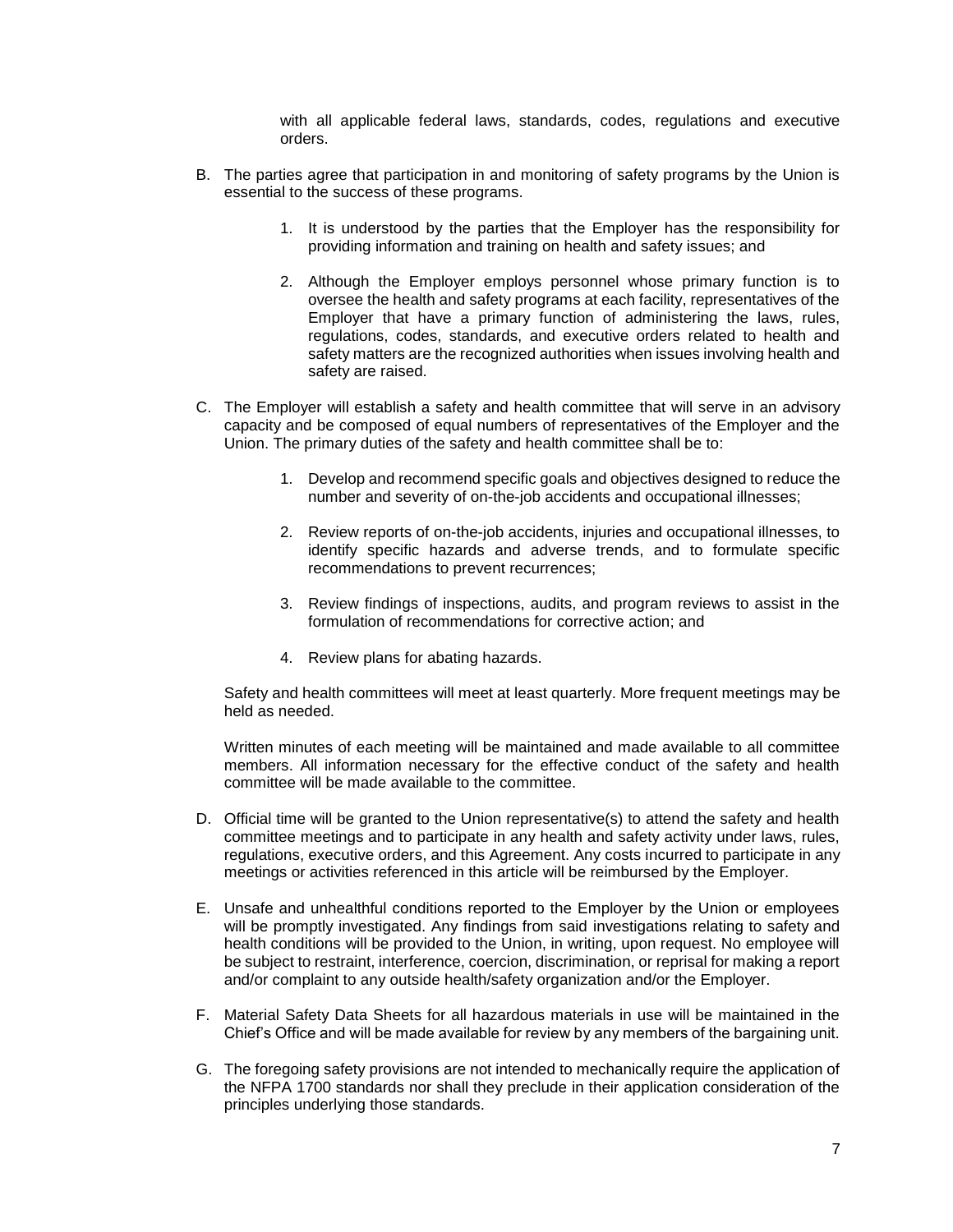with all applicable federal laws, standards, codes, regulations and executive orders.

B. The parties agree that participation in and monitoring of safety programs by the Union is essential to the success of these programs.

    1. It is understood by the parties that the Employer has the responsibility for providing information and training on health and safety issues; and

    2. Although the Employer employs personnel whose primary function is to oversee the health and safety programs at each facility, representatives of the Employer that have a primary function of administering the laws, rules, regulations, codes, standards, and executive orders related to health and safety matters are the recognized authorities when issues involving health and safety are raised.

C. The Employer will establish a safety and health committee that will serve in an advisory capacity and be composed of equal numbers of representatives of the Employer and the Union. The primary duties of the safety and health committee shall be to:

    1. Develop and recommend specific goals and objectives designed to reduce the number and severity of on-the-job accidents and occupational illnesses;

    2. Review reports of on-the-job accidents, injuries and occupational illnesses, to identify specific hazards and adverse trends, and to formulate specific recommendations to prevent recurrences;

    3. Review findings of inspections, audits, and program reviews to assist in the formulation of recommendations for corrective action; and

    4. Review plans for abating hazards.

    Safety and health committees will meet at least quarterly. More frequent meetings may be held as needed.

    Written minutes of each meeting will be maintained and made available to all committee members. All information necessary for the effective conduct of the safety and health committee will be made available to the committee.

D. Official time will be granted to the Union representative(s) to attend the safety and health committee meetings and to participate in any health and safety activity under laws, rules, regulations, executive orders, and this Agreement. Any costs incurred to participate in any meetings or activities referenced in this article will be reimbursed by the Employer.

E. Unsafe and unhealthful conditions reported to the Employer by the Union or employees will be promptly investigated. Any findings from said investigations relating to safety and health conditions will be provided to the Union, in writing, upon request. No employee will be subject to restraint, interference, coercion, discrimination, or reprisal for making a report and/or complaint to any outside health/safety organization and/or the Employer.

F. Material Safety Data Sheets for all hazardous materials in use will be maintained in the Chief's Office and will be made available for review by any members of the bargaining unit.

G. The foregoing safety provisions are not intended to mechanically require the application of the NFPA 1700 standards nor shall they preclude in their application consideration of the principles underlying those standards.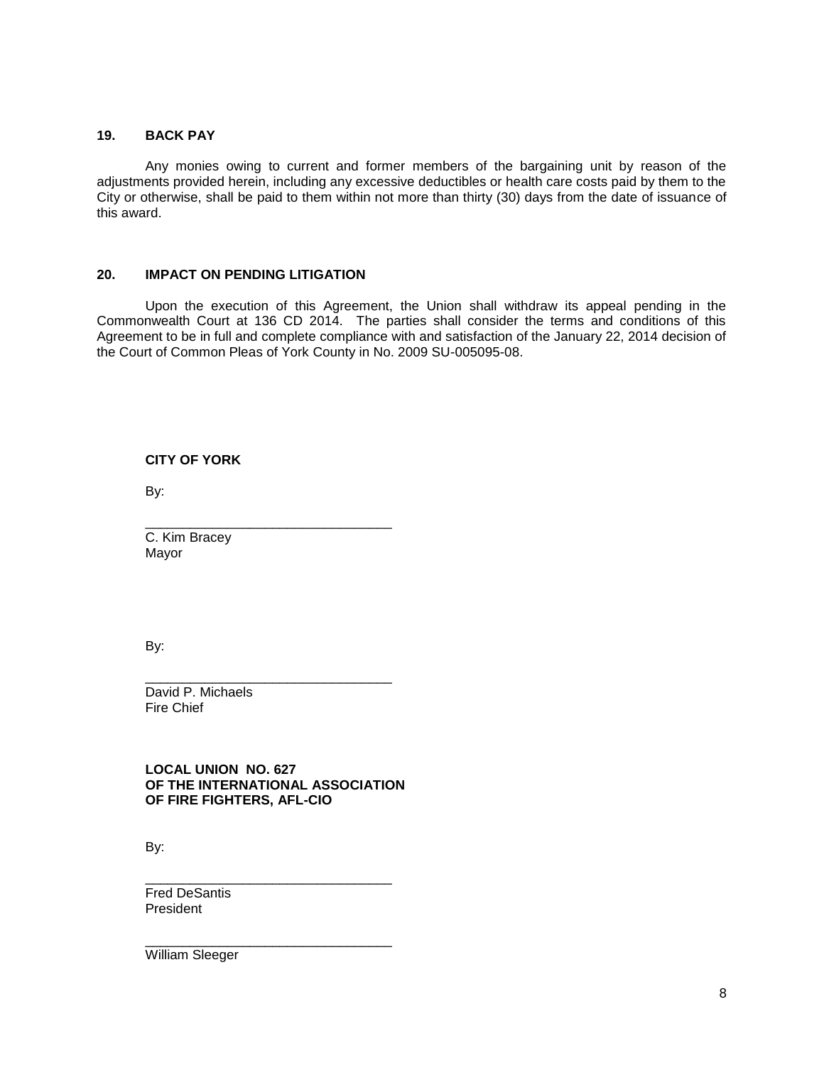## 19. BACK PAY

Any monies owing to current and former members of the bargaining unit by reason of the adjustments provided herein, including any excessive deductibles or health care costs paid by them to the City or otherwise, shall be paid to them within not more than thirty (30) days from the date of issuance of this award.

## 20. IMPACT ON PENDING LITIGATION

Upon the execution of this Agreement, the Union shall withdraw its appeal pending in the Commonwealth Court at 136 CD 2014. The parties shall consider the terms and conditions of this Agreement to be in full and complete compliance with and satisfaction of the January 22, 2014 decision of the Court of Common Pleas of York County in No. 2009 SU-005095-08.

**CITY OF YORK**

By:

_________________________________
C. Kim Bracey
Mayor

By:

_________________________________
David P. Michaels
Fire Chief

**LOCAL UNION NO. 627**
**OF THE INTERNATIONAL ASSOCIATION**
**OF FIRE FIGHTERS, AFL-CIO**

By:

_________________________________
Fred DeSantis
President

_________________________________
William Sleeger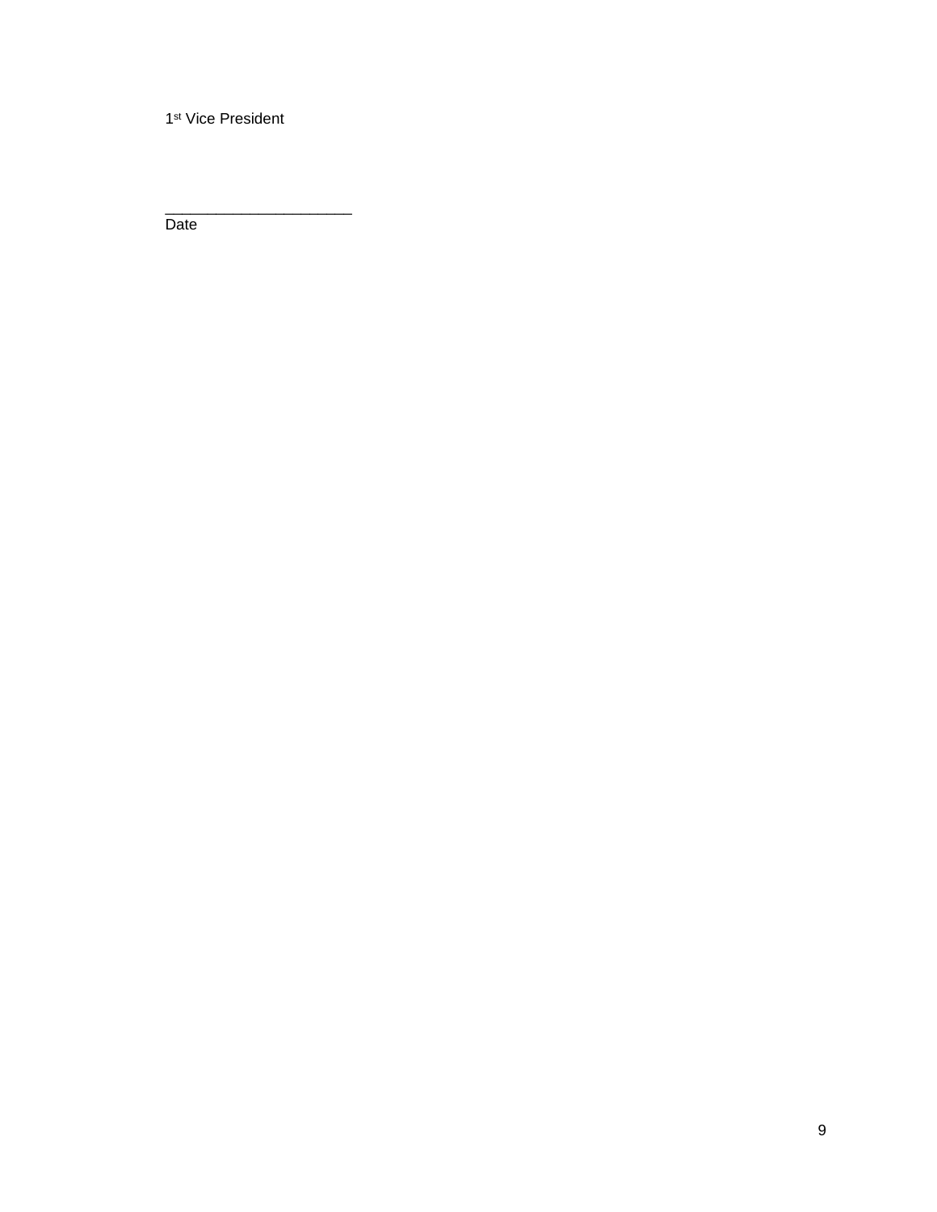1st Vice President

______________________
Date